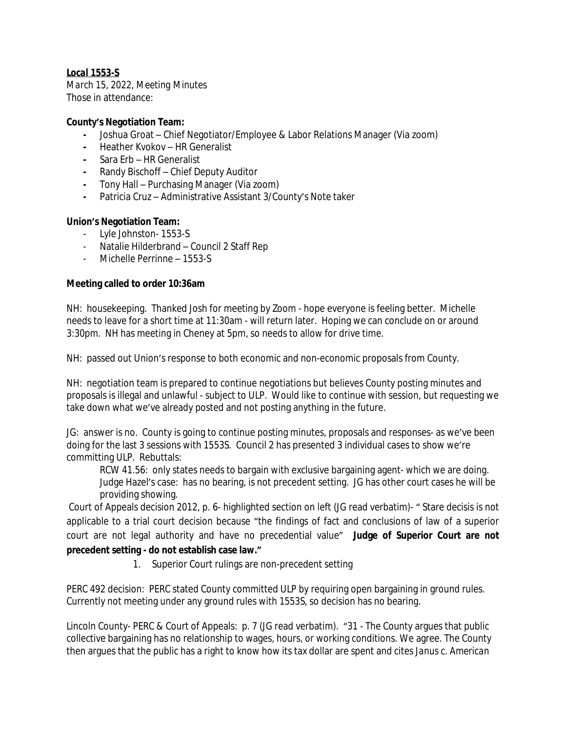**Local 1553-S**

March 15, 2022, Meeting Minutes
Those in attendance:

**County's Negotiation Team:**

- Joshua Groat – Chief Negotiator/Employee & Labor Relations Manager (Via zoom)
- Heather Kvokov – HR Generalist
- Sara Erb – HR Generalist
- Randy Bischoff – Chief Deputy Auditor
- Tony Hall – Purchasing Manager (Via zoom)
- Patricia Cruz – Administrative Assistant 3/County's Note taker

**Union's Negotiation Team:**

- Lyle Johnston- 1553-S
- Natalie Hilderbrand – Council 2 Staff Rep
- Michelle Perrinne – 1553-S

**Meeting called to order 10:36am**

NH: housekeeping. Thanked Josh for meeting by Zoom - hope everyone is feeling better. Michelle needs to leave for a short time at 11:30am - will return later. Hoping we can conclude on or around 3:30pm. NH has meeting in Cheney at 5pm, so needs to allow for drive time.

NH: passed out Union's response to both economic and non-economic proposals from County.

NH: negotiation team is prepared to continue negotiations but believes County posting minutes and proposals is illegal and unlawful - subject to ULP. Would like to continue with session, but requesting we take down what we've already posted and not posting anything in the future.

JG: answer is no. County is going to continue posting minutes, proposals and responses- as we've been doing for the last 3 sessions with 1553S. Council 2 has presented 3 individual cases to show we're committing ULP. Rebuttals:

RCW 41.56: only states needs to bargain with exclusive bargaining agent- which we are doing.
Judge Hazel's case: has no bearing, is not precedent setting. JG has other court cases he will be providing showing.

Court of Appeals decision 2012, p. 6- highlighted section on left (JG read verbatim)- " Stare decisis is not applicable to a trial court decision because "the findings of fact and conclusions of law of a superior court are not legal authority and have no precedential value" **Judge of Superior Court are not precedent setting - do not establish case law."**

1. Superior Court rulings are non-precedent setting

PERC 492 decision: PERC stated County committed ULP by requiring open bargaining in ground rules. Currently not meeting under any ground rules with 1553S, so decision has no bearing.

Lincoln County- PERC & Court of Appeals: p. 7 (JG read verbatim). "31 - The County argues that public collective bargaining has no relationship to wages, hours, or working conditions. We agree. The County then argues that the public has a right to know how its tax dollar are spent and cites Janus c. American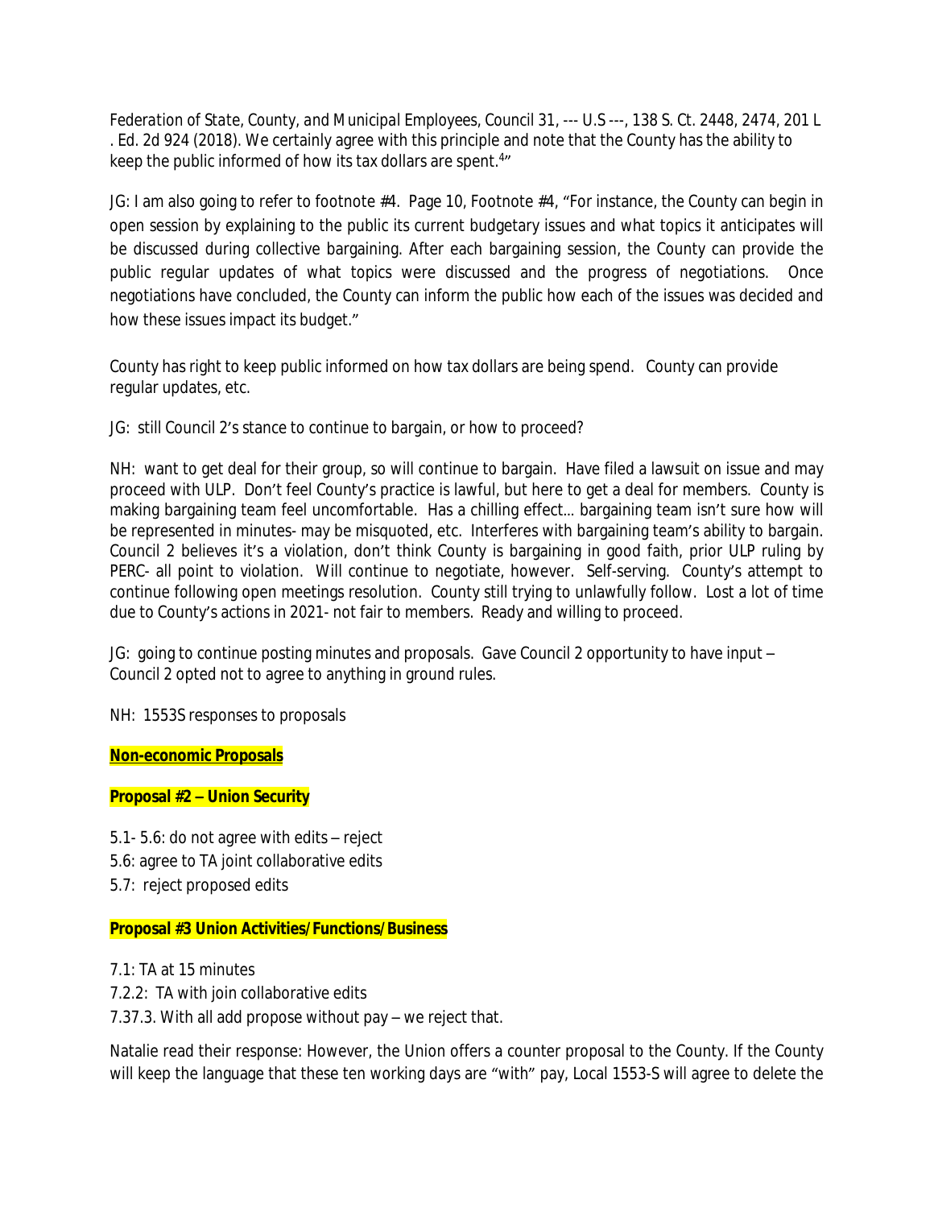*Federation of State, County, and Municipal Employees, Council 31*, --- U.S ---, 138 S. Ct. 2448, 2474, 201 L . Ed. 2d 924 (2018). We certainly agree with this principle and note that the County has the ability to keep the public informed of how its tax dollars are spent.[4]"

JG: I am also going to refer to footnote #4. Page 10, Footnote #4, "For instance, the County can begin in open session by explaining to the public its current budgetary issues and what topics it anticipates will be discussed during collective bargaining. After each bargaining session, the County can provide the public regular updates of what topics were discussed and the progress of negotiations. Once negotiations have concluded, the County can inform the public how each of the issues was decided and how these issues impact its budget."

County has right to keep public informed on how tax dollars are being spend. County can provide regular updates, etc.

JG: still Council 2's stance to continue to bargain, or how to proceed?

NH: want to get deal for their group, so will continue to bargain. Have filed a lawsuit on issue and may proceed with ULP. Don't feel County's practice is lawful, but here to get a deal for members. County is making bargaining team feel uncomfortable. Has a chilling effect… bargaining team isn't sure how will be represented in minutes- may be misquoted, etc. Interferes with bargaining team's ability to bargain. Council 2 believes it's a violation, don't think County is bargaining in good faith, prior ULP ruling by PERC- all point to violation. Will continue to negotiate, however. Self-serving. County's attempt to continue following open meetings resolution. County still trying to unlawfully follow. Lost a lot of time due to County's actions in 2021- not fair to members. Ready and willing to proceed.

JG: going to continue posting minutes and proposals. Gave Council 2 opportunity to have input – Council 2 opted not to agree to anything in ground rules.

NH: 1553S responses to proposals

**Non-economic Proposals**

**Proposal #2 – Union Security**

5.1- 5.6: do not agree with edits – reject
5.6: agree to TA joint collaborative edits
5.7: reject proposed edits

**Proposal #3 Union Activities/Functions/Business**

7.1: TA at 15 minutes
7.2.2: TA with join collaborative edits
7.37.3. With all add propose without pay – we reject that.

Natalie read their response: However, the Union offers a counter proposal to the County. If the County will keep the language that these ten working days are "with" pay, Local 1553-S will agree to delete the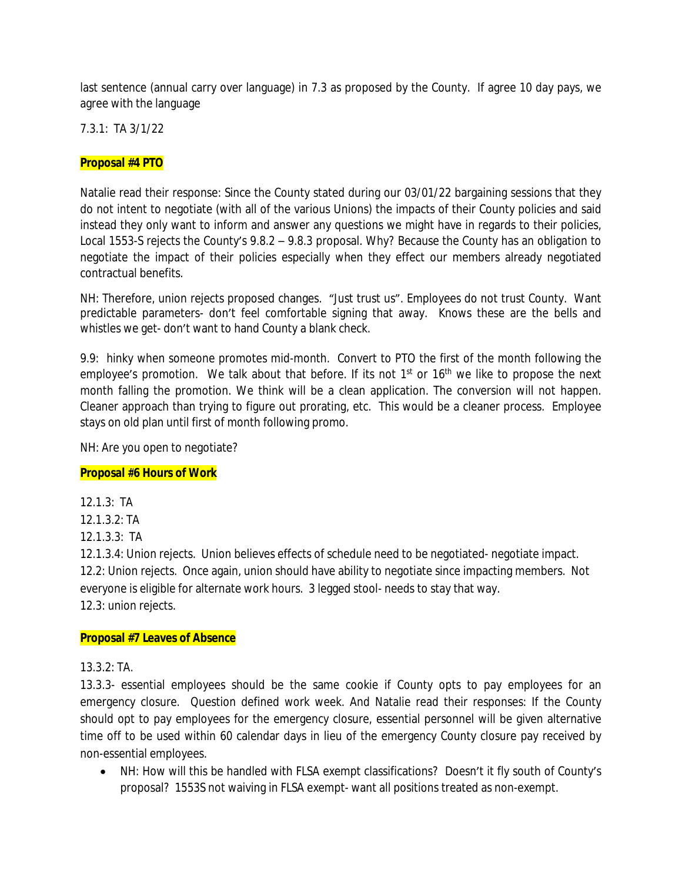last sentence (annual carry over language) in 7.3 as proposed by the County. If agree 10 day pays, we agree with the language

7.3.1: TA 3/1/22

**Proposal #4 PTO**

Natalie read their response: Since the County stated during our 03/01/22 bargaining sessions that they do not intent to negotiate (with all of the various Unions) the impacts of their County policies and said instead they only want to inform and answer any questions we might have in regards to their policies, Local 1553-S rejects the County's 9.8.2 – 9.8.3 proposal. Why? Because the County has an obligation to negotiate the impact of their policies especially when they effect our members already negotiated contractual benefits.

NH: Therefore, union rejects proposed changes. "Just trust us". Employees do not trust County. Want predictable parameters- don't feel comfortable signing that away. Knows these are the bells and whistles we get- don't want to hand County a blank check.

9.9: hinky when someone promotes mid-month. Convert to PTO the first of the month following the employee's promotion. We talk about that before. If its not 1st or 16th we like to propose the next month falling the promotion. We think will be a clean application. The conversion will not happen. Cleaner approach than trying to figure out prorating, etc. This would be a cleaner process. Employee stays on old plan until first of month following promo.

NH: Are you open to negotiate?

**Proposal #6 Hours of Work**

12.1.3: TA
12.1.3.2: TA
12.1.3.3: TA
12.1.3.4: Union rejects. Union believes effects of schedule need to be negotiated- negotiate impact.
12.2: Union rejects. Once again, union should have ability to negotiate since impacting members. Not everyone is eligible for alternate work hours. 3 legged stool- needs to stay that way.
12.3: union rejects.

**Proposal #7 Leaves of Absence**

13.3.2: TA.

13.3.3- essential employees should be the same cookie if County opts to pay employees for an emergency closure. Question defined work week. And Natalie read their responses: If the County should opt to pay employees for the emergency closure, essential personnel will be given alternative time off to be used within 60 calendar days in lieu of the emergency County closure pay received by non-essential employees.

- NH: How will this be handled with FLSA exempt classifications? Doesn't it fly south of County's proposal? 1553S not waiving in FLSA exempt- want all positions treated as non-exempt.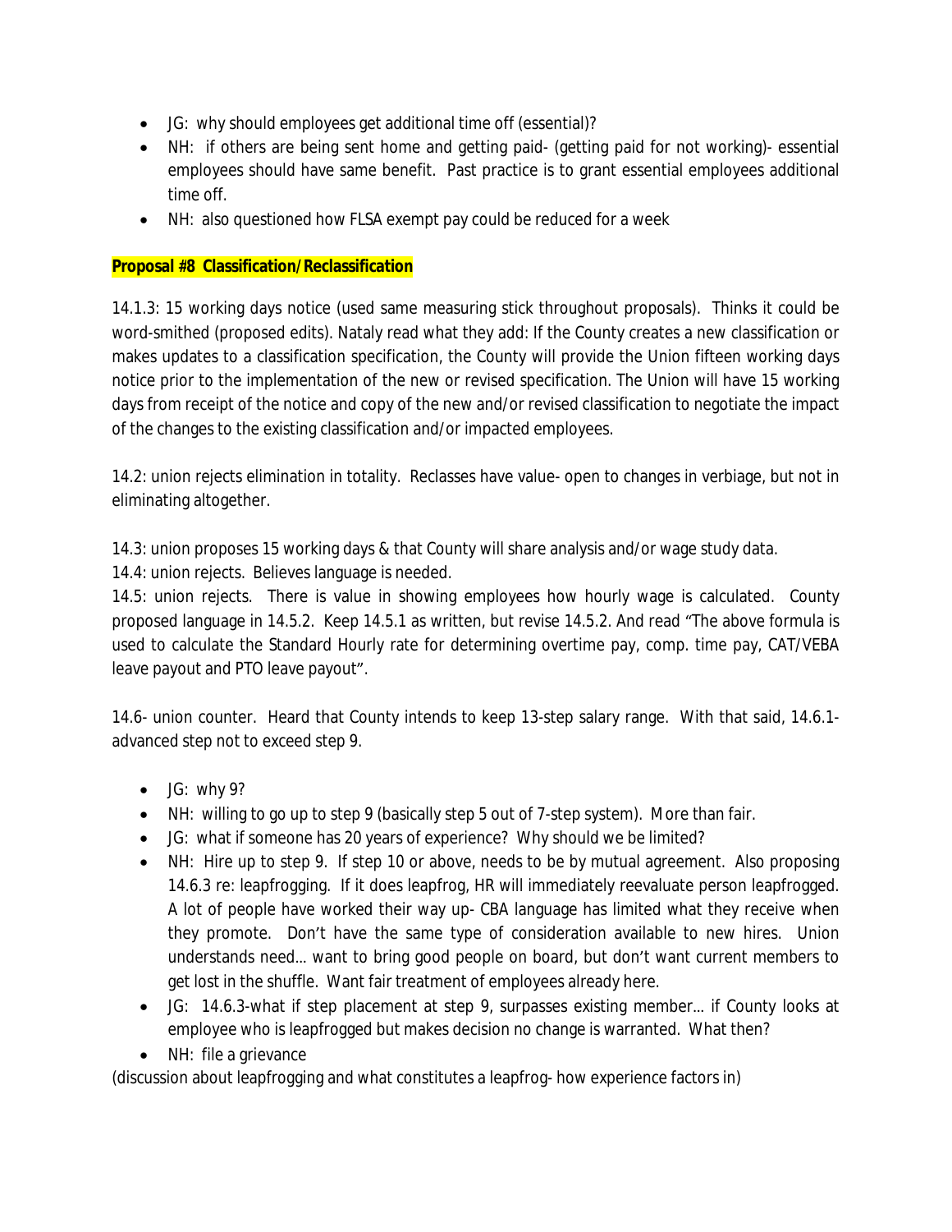- JG: why should employees get additional time off (essential)?
- NH: if others are being sent home and getting paid- (getting paid for not working)- essential employees should have same benefit. Past practice is to grant essential employees additional time off.
- NH: also questioned how FLSA exempt pay could be reduced for a week

**Proposal #8 Classification/Reclassification**

14.1.3: 15 working days notice (used same measuring stick throughout proposals). Thinks it could be word-smithed (proposed edits). Nataly read what they add: If the County creates a new classification or makes updates to a classification specification, the County will provide the Union fifteen working days notice prior to the implementation of the new or revised specification. The Union will have 15 working days from receipt of the notice and copy of the new and/or revised classification to negotiate the impact of the changes to the existing classification and/or impacted employees.

14.2: union rejects elimination in totality. Reclasses have value- open to changes in verbiage, but not in eliminating altogether.

14.3: union proposes 15 working days & that County will share analysis and/or wage study data.
14.4: union rejects. Believes language is needed.
14.5: union rejects. There is value in showing employees how hourly wage is calculated. County proposed language in 14.5.2. Keep 14.5.1 as written, but revise 14.5.2. And read "The above formula is used to calculate the Standard Hourly rate for determining overtime pay, comp. time pay, CAT/VEBA leave payout and PTO leave payout".

14.6- union counter. Heard that County intends to keep 13-step salary range. With that said, 14.6.1- advanced step not to exceed step 9.

- JG: why 9?
- NH: willing to go up to step 9 (basically step 5 out of 7-step system). More than fair.
- JG: what if someone has 20 years of experience? Why should we be limited?
- NH: Hire up to step 9. If step 10 or above, needs to be by mutual agreement. Also proposing 14.6.3 re: leapfrogging. If it does leapfrog, HR will immediately reevaluate person leapfrogged. A lot of people have worked their way up- CBA language has limited what they receive when they promote. Don't have the same type of consideration available to new hires. Union understands need… want to bring good people on board, but don't want current members to get lost in the shuffle. Want fair treatment of employees already here.
- JG: 14.6.3-what if step placement at step 9, surpasses existing member… if County looks at employee who is leapfrogged but makes decision no change is warranted. What then?
- NH: file a grievance

(discussion about leapfrogging and what constitutes a leapfrog- how experience factors in)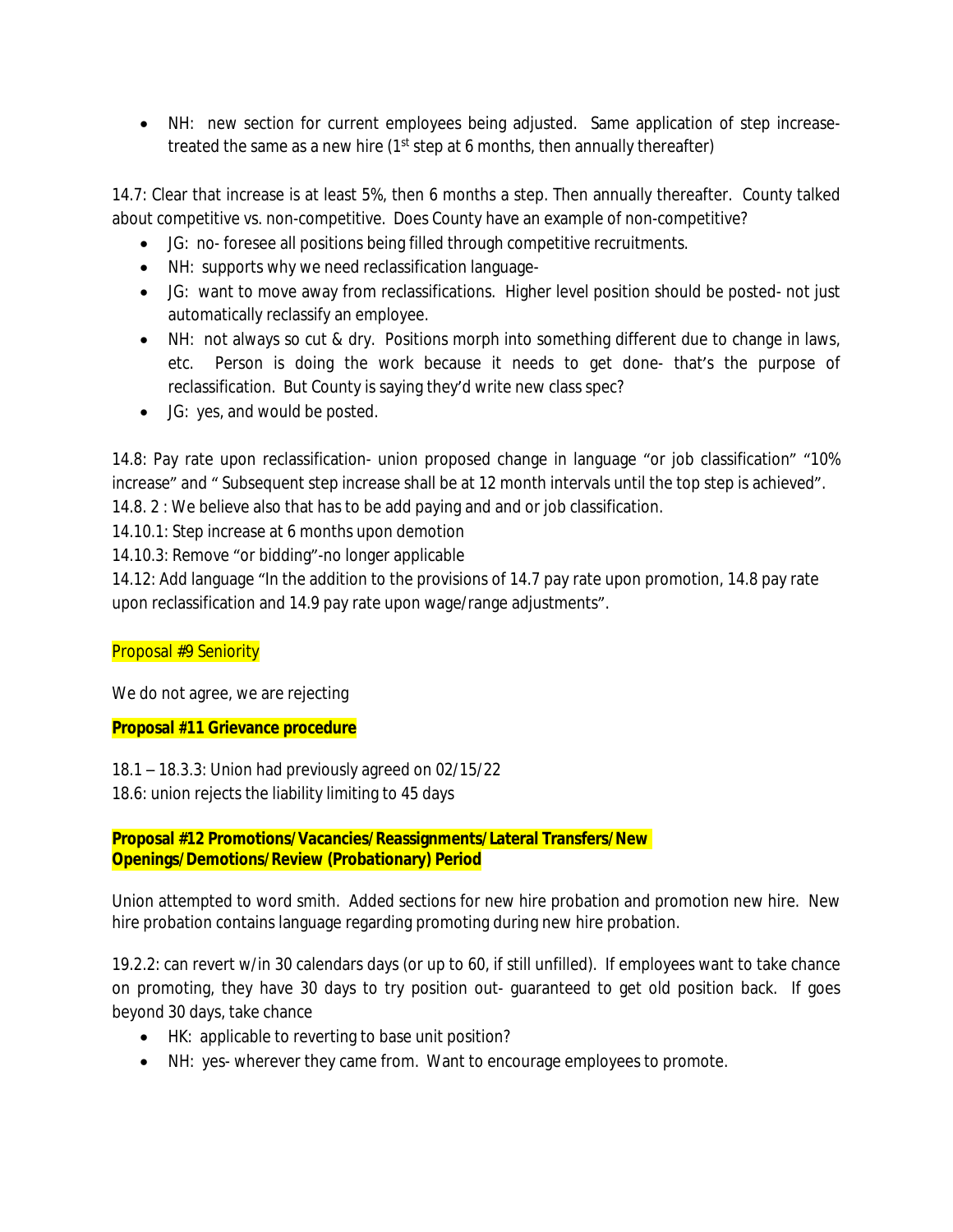- NH: new section for current employees being adjusted. Same application of step increase- treated the same as a new hire (1st step at 6 months, then annually thereafter)

14.7: Clear that increase is at least 5%, then 6 months a step. Then annually thereafter. County talked about competitive vs. non-competitive. Does County have an example of non-competitive?

- JG: no- foresee all positions being filled through competitive recruitments.
- NH: supports why we need reclassification language-
- JG: want to move away from reclassifications. Higher level position should be posted- not just automatically reclassify an employee.
- NH: not always so cut & dry. Positions morph into something different due to change in laws, etc. Person is doing the work because it needs to get done- that's the purpose of reclassification. But County is saying they'd write new class spec?
- JG: yes, and would be posted.

14.8: Pay rate upon reclassification- union proposed change in language "or job classification" "10% increase" and " Subsequent step increase shall be at 12 month intervals until the top step is achieved".
14.8. 2 : We believe also that has to be add paying and and or job classification.
14.10.1: Step increase at 6 months upon demotion
14.10.3: Remove "or bidding"-no longer applicable
14.12: Add language "In the addition to the provisions of 14.7 pay rate upon promotion, 14.8 pay rate upon reclassification and 14.9 pay rate upon wage/range adjustments".

Proposal #9 Seniority

We do not agree, we are rejecting

**Proposal #11 Grievance procedure**

18.1 – 18.3.3: Union had previously agreed on 02/15/22
18.6: union rejects the liability limiting to 45 days

**Proposal #12 Promotions/Vacancies/Reassignments/Lateral Transfers/New Openings/Demotions/Review (Probationary) Period**

Union attempted to word smith. Added sections for new hire probation and promotion new hire. New hire probation contains language regarding promoting during new hire probation.

19.2.2: can revert w/in 30 calendars days (or up to 60, if still unfilled). If employees want to take chance on promoting, they have 30 days to try position out- guaranteed to get old position back. If goes beyond 30 days, take chance

- HK: applicable to reverting to base unit position?
- NH: yes- wherever they came from. Want to encourage employees to promote.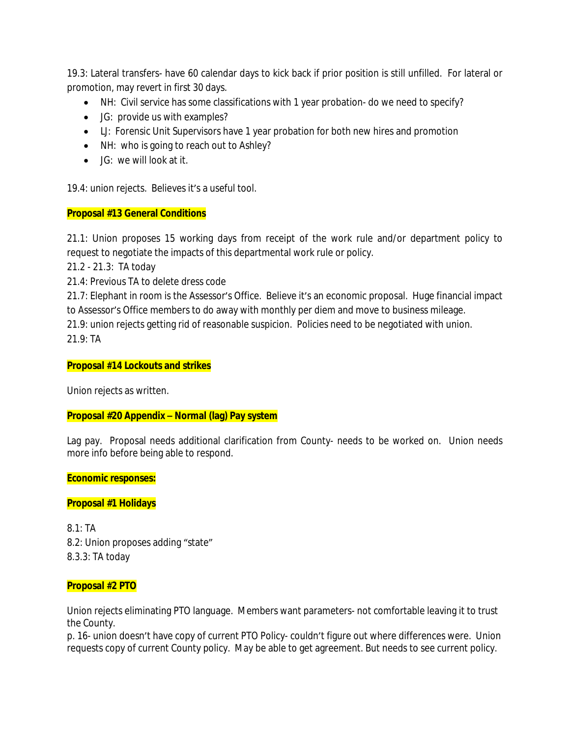19.3: Lateral transfers- have 60 calendar days to kick back if prior position is still unfilled. For lateral or promotion, may revert in first 30 days.

- NH: Civil service has some classifications with 1 year probation- do we need to specify?
- JG: provide us with examples?
- LJ: Forensic Unit Supervisors have 1 year probation for both new hires and promotion
- NH: who is going to reach out to Ashley?
- JG: we will look at it.

19.4: union rejects. Believes it's a useful tool.

**Proposal #13 General Conditions**

21.1: Union proposes 15 working days from receipt of the work rule and/or department policy to request to negotiate the impacts of this departmental work rule or policy.

21.2 - 21.3: TA today

21.4: Previous TA to delete dress code

21.7: Elephant in room is the Assessor's Office. Believe it's an economic proposal. Huge financial impact to Assessor's Office members to do away with monthly per diem and move to business mileage.

21.9: union rejects getting rid of reasonable suspicion. Policies need to be negotiated with union.

21.9: TA

**Proposal #14 Lockouts and strikes**

Union rejects as written.

**Proposal #20 Appendix – Normal (lag) Pay system**

Lag pay. Proposal needs additional clarification from County- needs to be worked on. Union needs more info before being able to respond.

**Economic responses:**

**Proposal #1 Holidays**

8.1: TA

8.2: Union proposes adding "state"

8.3.3: TA today

**Proposal #2 PTO**

Union rejects eliminating PTO language. Members want parameters- not comfortable leaving it to trust the County.

p. 16- union doesn't have copy of current PTO Policy- couldn't figure out where differences were. Union requests copy of current County policy. May be able to get agreement. But needs to see current policy.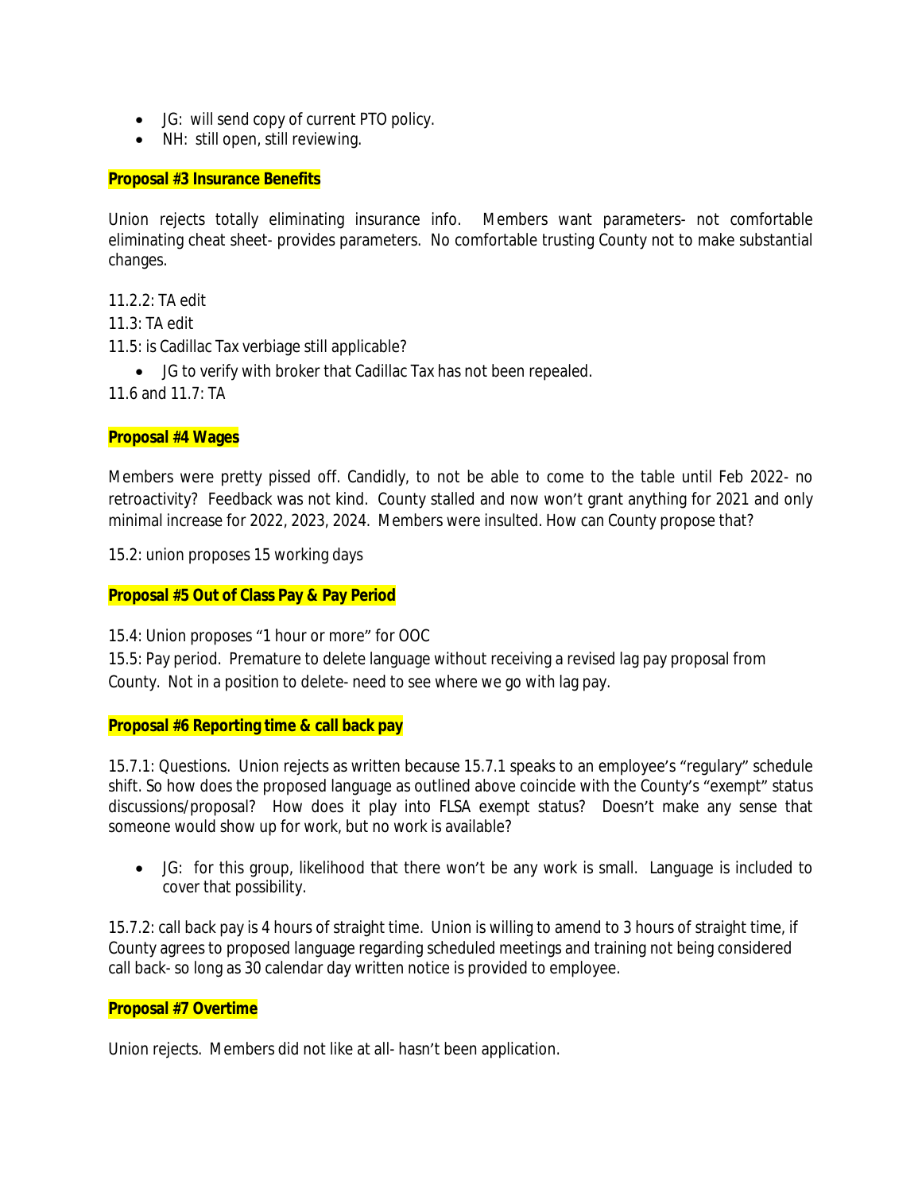- JG: will send copy of current PTO policy.
- NH: still open, still reviewing.

**Proposal #3 Insurance Benefits**

Union rejects totally eliminating insurance info. Members want parameters- not comfortable eliminating cheat sheet- provides parameters. No comfortable trusting County not to make substantial changes.

11.2.2: TA edit

11.3: TA edit

11.5: is Cadillac Tax verbiage still applicable?

- JG to verify with broker that Cadillac Tax has not been repealed.

11.6 and 11.7: TA

**Proposal #4 Wages**

Members were pretty pissed off. Candidly, to not be able to come to the table until Feb 2022- no retroactivity? Feedback was not kind. County stalled and now won't grant anything for 2021 and only minimal increase for 2022, 2023, 2024. Members were insulted. How can County propose that?

15.2: union proposes 15 working days

**Proposal #5 Out of Class Pay & Pay Period**

15.4: Union proposes "1 hour or more" for OOC

15.5: Pay period. Premature to delete language without receiving a revised lag pay proposal from County. Not in a position to delete- need to see where we go with lag pay.

**Proposal #6 Reporting time & call back pay**

15.7.1: Questions. Union rejects as written because 15.7.1 speaks to an employee's "regulary" schedule shift. So how does the proposed language as outlined above coincide with the County's "exempt" status discussions/proposal? How does it play into FLSA exempt status? Doesn't make any sense that someone would show up for work, but no work is available?

- JG: for this group, likelihood that there won't be any work is small. Language is included to cover that possibility.

15.7.2: call back pay is 4 hours of straight time. Union is willing to amend to 3 hours of straight time, if County agrees to proposed language regarding scheduled meetings and training not being considered call back- so long as 30 calendar day written notice is provided to employee.

**Proposal #7 Overtime**

Union rejects. Members did not like at all- hasn't been application.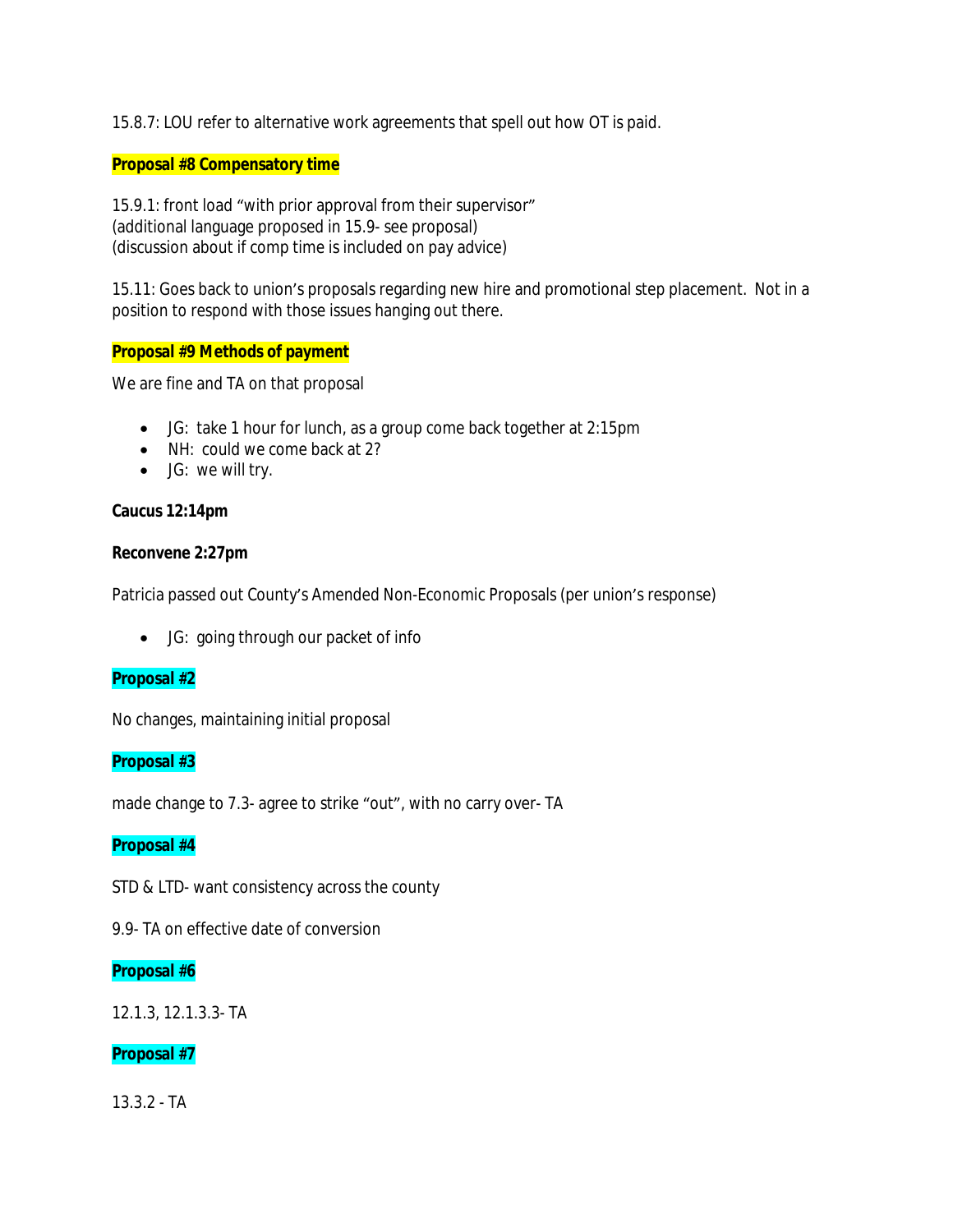15.8.7: LOU refer to alternative work agreements that spell out how OT is paid.

**Proposal #8 Compensatory time**

15.9.1: front load "with prior approval from their supervisor"
(additional language proposed in 15.9- see proposal)
(discussion about if comp time is included on pay advice)

15.11: Goes back to union's proposals regarding new hire and promotional step placement. Not in a position to respond with those issues hanging out there.

**Proposal #9 Methods of payment**

We are fine and TA on that proposal

- JG: take 1 hour for lunch, as a group come back together at 2:15pm
- NH: could we come back at 2?
- JG: we will try.

**Caucus 12:14pm**

**Reconvene 2:27pm**

Patricia passed out County's Amended Non-Economic Proposals (per union's response)

- JG: going through our packet of info

**Proposal #2**

No changes, maintaining initial proposal

**Proposal #3**

made change to 7.3- agree to strike "out", with no carry over- TA

**Proposal #4**

STD & LTD- want consistency across the county

9.9- TA on effective date of conversion

**Proposal #6**

12.1.3, 12.1.3.3- TA

**Proposal #7**

13.3.2 - TA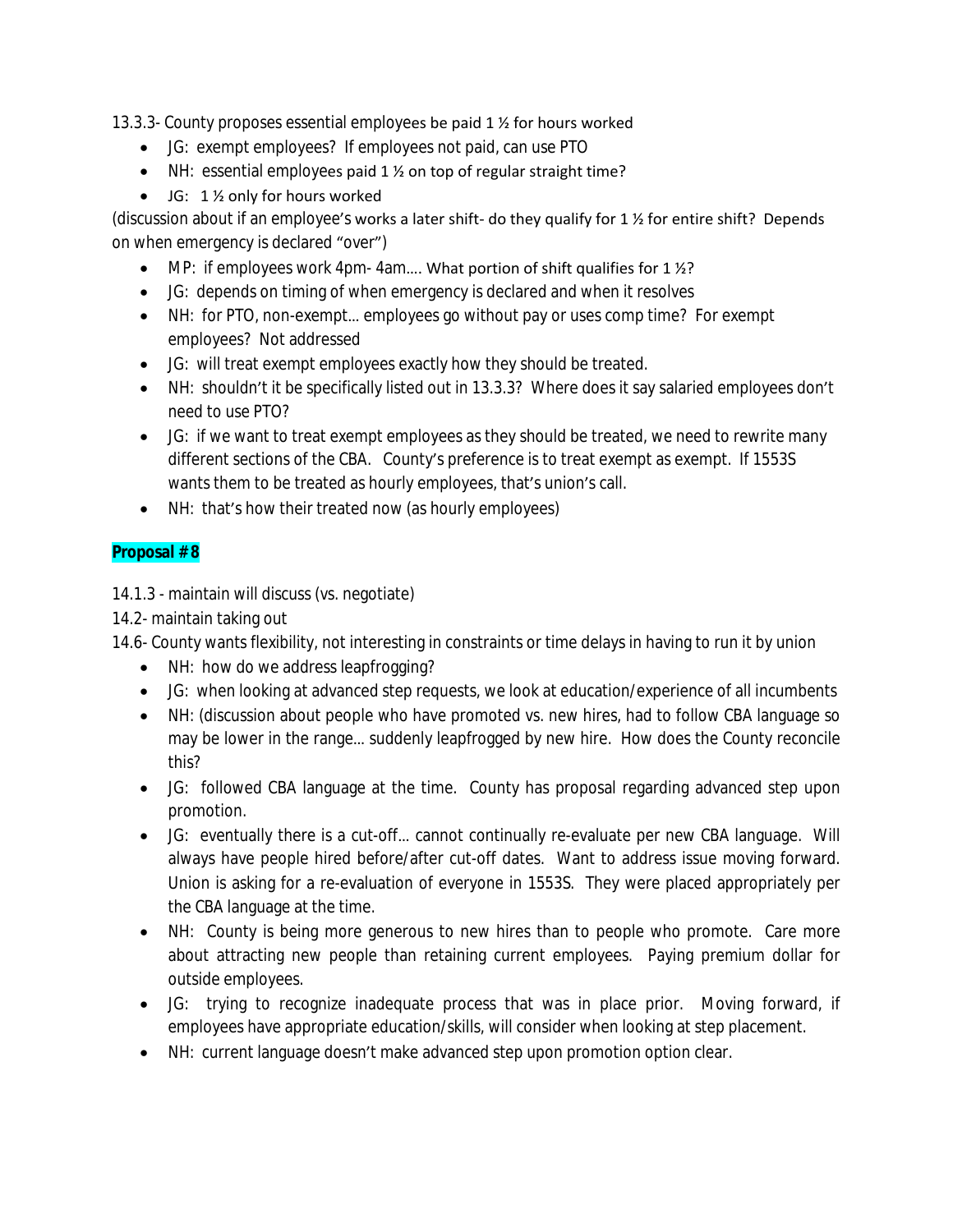13.3.3- County proposes essential employees be paid 1 ½ for hours worked

- JG: exempt employees? If employees not paid, can use PTO
- NH: essential employees paid 1 ½ on top of regular straight time?
- JG: 1 ½ only for hours worked

(discussion about if an employee's works a later shift- do they qualify for 1 ½ for entire shift? Depends on when emergency is declared "over")

- MP: if employees work 4pm- 4am…. What portion of shift qualifies for 1 ½?
- JG: depends on timing of when emergency is declared and when it resolves
- NH: for PTO, non-exempt… employees go without pay or uses comp time? For exempt employees? Not addressed
- JG: will treat exempt employees exactly how they should be treated.
- NH: shouldn't it be specifically listed out in 13.3.3? Where does it say salaried employees don't need to use PTO?
- JG: if we want to treat exempt employees as they should be treated, we need to rewrite many different sections of the CBA. County's preference is to treat exempt as exempt. If 1553S wants them to be treated as hourly employees, that's union's call.
- NH: that's how their treated now (as hourly employees)

**Proposal # 8**

14.1.3 - maintain will discuss (vs. negotiate)

14.2- maintain taking out

14.6- County wants flexibility, not interesting in constraints or time delays in having to run it by union

- NH: how do we address leapfrogging?
- JG: when looking at advanced step requests, we look at education/experience of all incumbents
- NH: (discussion about people who have promoted vs. new hires, had to follow CBA language so may be lower in the range… suddenly leapfrogged by new hire. How does the County reconcile this?
- JG: followed CBA language at the time. County has proposal regarding advanced step upon promotion.
- JG: eventually there is a cut-off… cannot continually re-evaluate per new CBA language. Will always have people hired before/after cut-off dates. Want to address issue moving forward. Union is asking for a re-evaluation of everyone in 1553S. They were placed appropriately per the CBA language at the time.
- NH: County is being more generous to new hires than to people who promote. Care more about attracting new people than retaining current employees. Paying premium dollar for outside employees.
- JG: trying to recognize inadequate process that was in place prior. Moving forward, if employees have appropriate education/skills, will consider when looking at step placement.
- NH: current language doesn't make advanced step upon promotion option clear.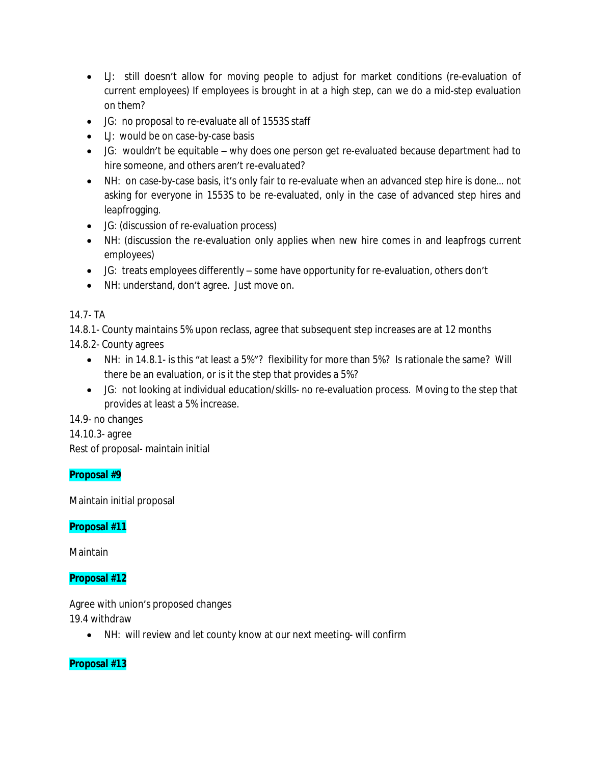- LJ: still doesn't allow for moving people to adjust for market conditions (re-evaluation of current employees) If employees is brought in at a high step, can we do a mid-step evaluation on them?
- JG: no proposal to re-evaluate all of 1553S staff
- LJ: would be on case-by-case basis
- JG: wouldn't be equitable – why does one person get re-evaluated because department had to hire someone, and others aren't re-evaluated?
- NH: on case-by-case basis, it's only fair to re-evaluate when an advanced step hire is done… not asking for everyone in 1553S to be re-evaluated, only in the case of advanced step hires and leapfrogging.
- JG: (discussion of re-evaluation process)
- NH: (discussion the re-evaluation only applies when new hire comes in and leapfrogs current employees)
- JG: treats employees differently – some have opportunity for re-evaluation, others don't
- NH: understand, don't agree. Just move on.

14.7- TA

14.8.1- County maintains 5% upon reclass, agree that subsequent step increases are at 12 months

14.8.2- County agrees

- NH: in 14.8.1- is this "at least a 5%"? flexibility for more than 5%? Is rationale the same? Will there be an evaluation, or is it the step that provides a 5%?
- JG: not looking at individual education/skills- no re-evaluation process. Moving to the step that provides at least a 5% increase.

14.9- no changes

14.10.3- agree

Rest of proposal- maintain initial

**Proposal #9**

Maintain initial proposal

**Proposal #11**

Maintain

**Proposal #12**

Agree with union's proposed changes

19.4 withdraw

- NH: will review and let county know at our next meeting- will confirm

**Proposal #13**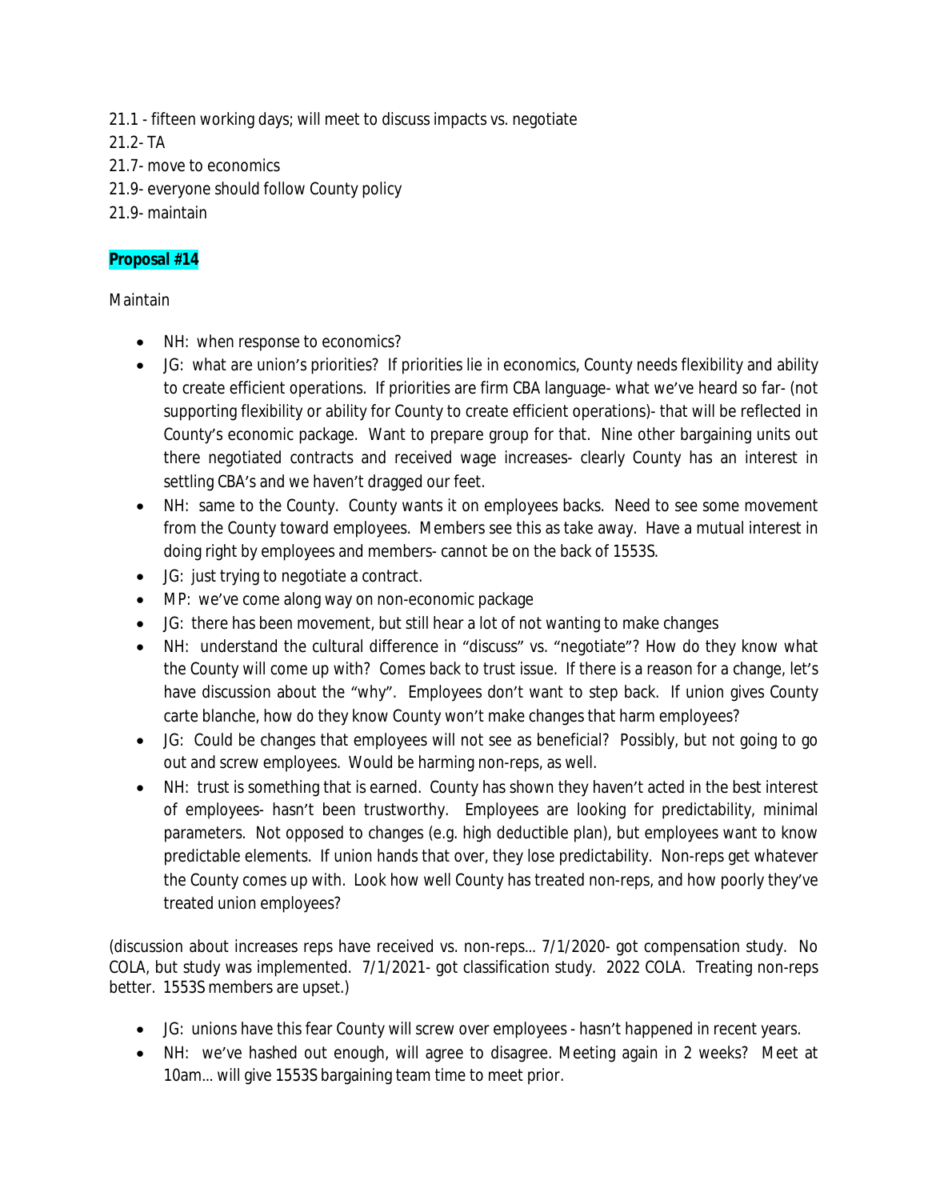21.1 - fifteen working days; will meet to discuss impacts vs. negotiate
21.2- TA
21.7- move to economics
21.9- everyone should follow County policy
21.9- maintain

**Proposal #14**

Maintain

- NH: when response to economics?
- JG: what are union's priorities? If priorities lie in economics, County needs flexibility and ability to create efficient operations. If priorities are firm CBA language- what we've heard so far- (not supporting flexibility or ability for County to create efficient operations)- that will be reflected in County's economic package. Want to prepare group for that. Nine other bargaining units out there negotiated contracts and received wage increases- clearly County has an interest in settling CBA's and we haven't dragged our feet.
- NH: same to the County. County wants it on employees backs. Need to see some movement from the County toward employees. Members see this as take away. Have a mutual interest in doing right by employees and members- cannot be on the back of 1553S.
- JG: just trying to negotiate a contract.
- MP: we've come along way on non-economic package
- JG: there has been movement, but still hear a lot of not wanting to make changes
- NH: understand the cultural difference in "discuss" vs. "negotiate"? How do they know what the County will come up with? Comes back to trust issue. If there is a reason for a change, let's have discussion about the "why". Employees don't want to step back. If union gives County carte blanche, how do they know County won't make changes that harm employees?
- JG: Could be changes that employees will not see as beneficial? Possibly, but not going to go out and screw employees. Would be harming non-reps, as well.
- NH: trust is something that is earned. County has shown they haven't acted in the best interest of employees- hasn't been trustworthy. Employees are looking for predictability, minimal parameters. Not opposed to changes (e.g. high deductible plan), but employees want to know predictable elements. If union hands that over, they lose predictability. Non-reps get whatever the County comes up with. Look how well County has treated non-reps, and how poorly they've treated union employees?

(discussion about increases reps have received vs. non-reps… 7/1/2020- got compensation study. No COLA, but study was implemented. 7/1/2021- got classification study. 2022 COLA. Treating non-reps better. 1553S members are upset.)

- JG: unions have this fear County will screw over employees - hasn't happened in recent years.
- NH: we've hashed out enough, will agree to disagree. Meeting again in 2 weeks? Meet at 10am… will give 1553S bargaining team time to meet prior.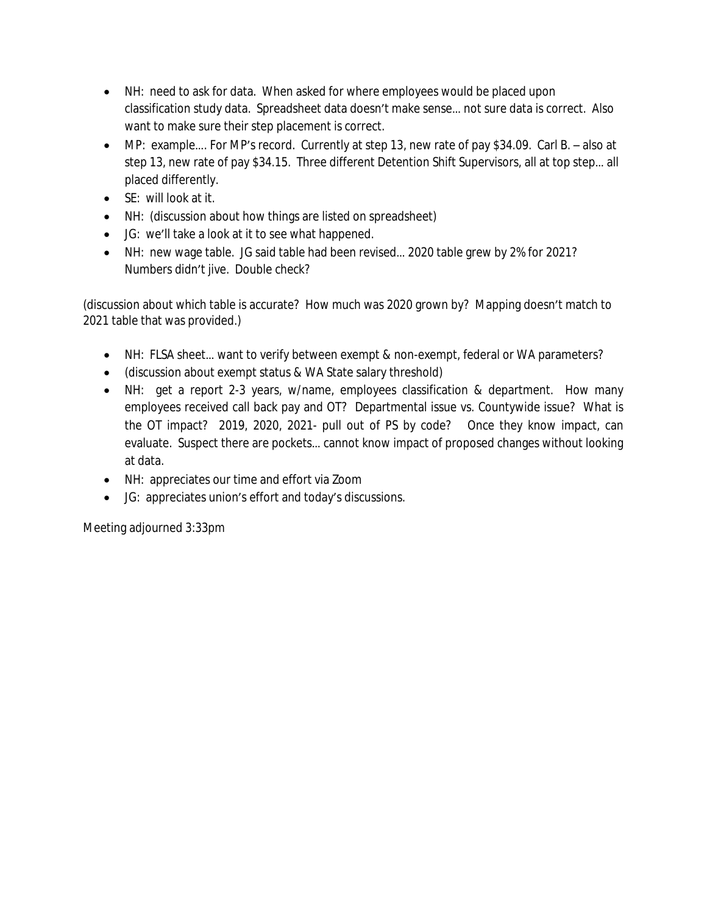- NH: need to ask for data. When asked for where employees would be placed upon classification study data. Spreadsheet data doesn't make sense… not sure data is correct. Also want to make sure their step placement is correct.
- MP: example…. For MP's record. Currently at step 13, new rate of pay $34.09. Carl B. – also at step 13, new rate of pay $34.15. Three different Detention Shift Supervisors, all at top step… all placed differently.
- SE: will look at it.
- NH: (discussion about how things are listed on spreadsheet)
- JG: we'll take a look at it to see what happened.
- NH: new wage table. JG said table had been revised… 2020 table grew by 2% for 2021? Numbers didn't jive. Double check?

(discussion about which table is accurate? How much was 2020 grown by? Mapping doesn't match to 2021 table that was provided.)

- NH: FLSA sheet… want to verify between exempt & non-exempt, federal or WA parameters?
- (discussion about exempt status & WA State salary threshold)
- NH: get a report 2-3 years, w/name, employees classification & department. How many employees received call back pay and OT? Departmental issue vs. Countywide issue? What is the OT impact? 2019, 2020, 2021- pull out of PS by code? Once they know impact, can evaluate. Suspect there are pockets… cannot know impact of proposed changes without looking at data.
- NH: appreciates our time and effort via Zoom
- JG: appreciates union's effort and today's discussions.

Meeting adjourned 3:33pm